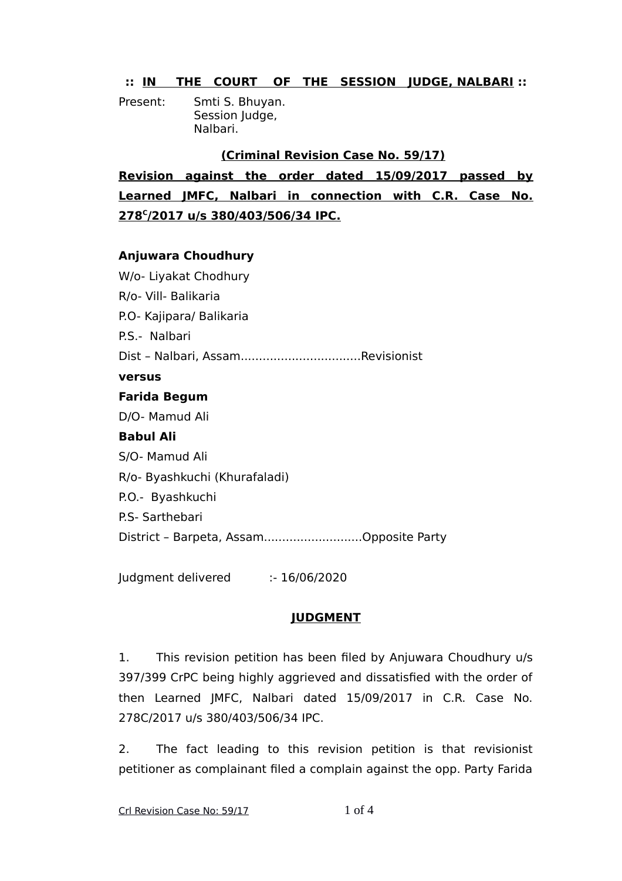**:: IN THE COURT OF THE SESSION JUDGE, NALBARI ::**

Present: Smti S. Bhuyan.
Session Judge,
Nalbari.

**(Criminal Revision Case No. 59/17)**

**Revision against the order dated 15/09/2017 passed by Learned JMFC, Nalbari in connection with C.R. Case No. 278$^{C}$/2017 u/s 380/403/506/34 IPC.**

**Anjuwara Choudhury**
W/o- Liyakat Chodhury
R/o- Vill- Balikaria
P.O- Kajipara/ Balikaria
P.S.- Nalbari
Dist – Nalbari, Assam.................................Revisionist

**versus**

**Farida Begum**
D/O- Mamud Ali

**Babul Ali**
S/O- Mamud Ali
R/o- Byashkuchi (Khurafaladi)
P.O.- Byashkuchi
P.S- Sarthebari
District – Barpeta, Assam...........................Opposite Party

Judgment delivered :- 16/06/2020

## JUDGMENT

1. This revision petition has been filed by Anjuwara Choudhury u/s 397/399 CrPC being highly aggrieved and dissatisfied with the order of then Learned JMFC, Nalbari dated 15/09/2017 in C.R. Case No. 278C/2017 u/s 380/403/506/34 IPC.

2. The fact leading to this revision petition is that revisionist petitioner as complainant filed a complain against the opp. Party Farida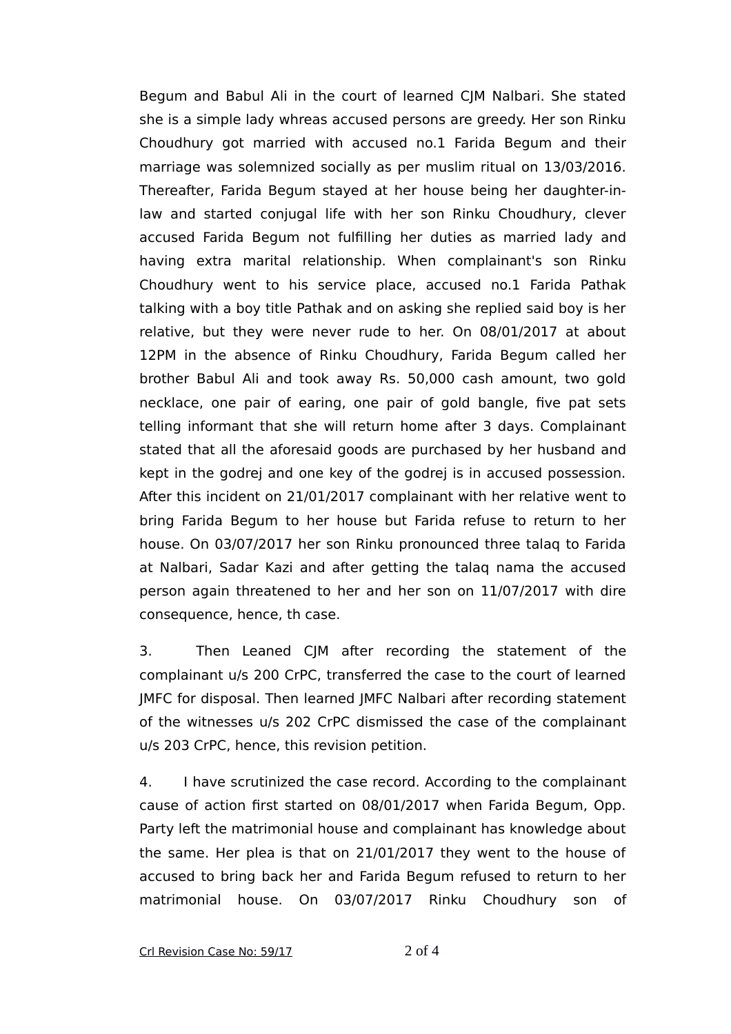Begum and Babul Ali in the court of learned CJM Nalbari. She stated she is a simple lady whreas accused persons are greedy. Her son Rinku Choudhury got married with accused no.1 Farida Begum and their marriage was solemnized socially as per muslim ritual on 13/03/2016. Thereafter, Farida Begum stayed at her house being her daughter-in-law and started conjugal life with her son Rinku Choudhury, clever accused Farida Begum not fulfilling her duties as married lady and having extra marital relationship. When complainant's son Rinku Choudhury went to his service place, accused no.1 Farida Pathak talking with a boy title Pathak and on asking she replied said boy is her relative, but they were never rude to her. On 08/01/2017 at about 12PM in the absence of Rinku Choudhury, Farida Begum called her brother Babul Ali and took away Rs. 50,000 cash amount, two gold necklace, one pair of earing, one pair of gold bangle, five pat sets telling informant that she will return home after 3 days. Complainant stated that all the aforesaid goods are purchased by her husband and kept in the godrej and one key of the godrej is in accused possession. After this incident on 21/01/2017 complainant with her relative went to bring Farida Begum to her house but Farida refuse to return to her house. On 03/07/2017 her son Rinku pronounced three talaq to Farida at Nalbari, Sadar Kazi and after getting the talaq nama the accused person again threatened to her and her son on 11/07/2017 with dire consequence, hence, th case.

3. Then Leaned CJM after recording the statement of the complainant u/s 200 CrPC, transferred the case to the court of learned JMFC for disposal. Then learned JMFC Nalbari after recording statement of the witnesses u/s 202 CrPC dismissed the case of the complainant u/s 203 CrPC, hence, this revision petition.

4. I have scrutinized the case record. According to the complainant cause of action first started on 08/01/2017 when Farida Begum, Opp. Party left the matrimonial house and complainant has knowledge about the same. Her plea is that on 21/01/2017 they went to the house of accused to bring back her and Farida Begum refused to return to her matrimonial house. On 03/07/2017 Rinku Choudhury son of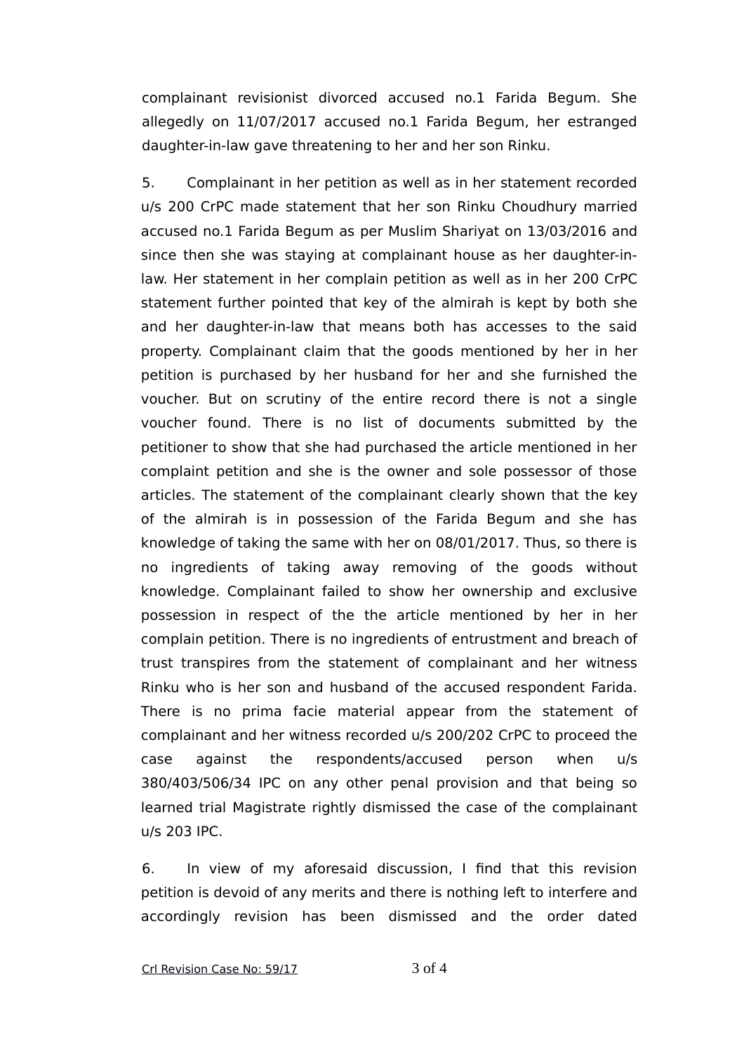complainant revisionist divorced accused no.1 Farida Begum. She allegedly on 11/07/2017 accused no.1 Farida Begum, her estranged daughter-in-law gave threatening to her and her son Rinku.

5. Complainant in her petition as well as in her statement recorded u/s 200 CrPC made statement that her son Rinku Choudhury married accused no.1 Farida Begum as per Muslim Shariyat on 13/03/2016 and since then she was staying at complainant house as her daughter-in-law. Her statement in her complain petition as well as in her 200 CrPC statement further pointed that key of the almirah is kept by both she and her daughter-in-law that means both has accesses to the said property. Complainant claim that the goods mentioned by her in her petition is purchased by her husband for her and she furnished the voucher. But on scrutiny of the entire record there is not a single voucher found. There is no list of documents submitted by the petitioner to show that she had purchased the article mentioned in her complaint petition and she is the owner and sole possessor of those articles. The statement of the complainant clearly shown that the key of the almirah is in possession of the Farida Begum and she has knowledge of taking the same with her on 08/01/2017. Thus, so there is no ingredients of taking away removing of the goods without knowledge. Complainant failed to show her ownership and exclusive possession in respect of the the article mentioned by her in her complain petition. There is no ingredients of entrustment and breach of trust transpires from the statement of complainant and her witness Rinku who is her son and husband of the accused respondent Farida. There is no prima facie material appear from the statement of complainant and her witness recorded u/s 200/202 CrPC to proceed the case against the respondents/accused person when u/s 380/403/506/34 IPC on any other penal provision and that being so learned trial Magistrate rightly dismissed the case of the complainant u/s 203 IPC.

6. In view of my aforesaid discussion, I find that this revision petition is devoid of any merits and there is nothing left to interfere and accordingly revision has been dismissed and the order dated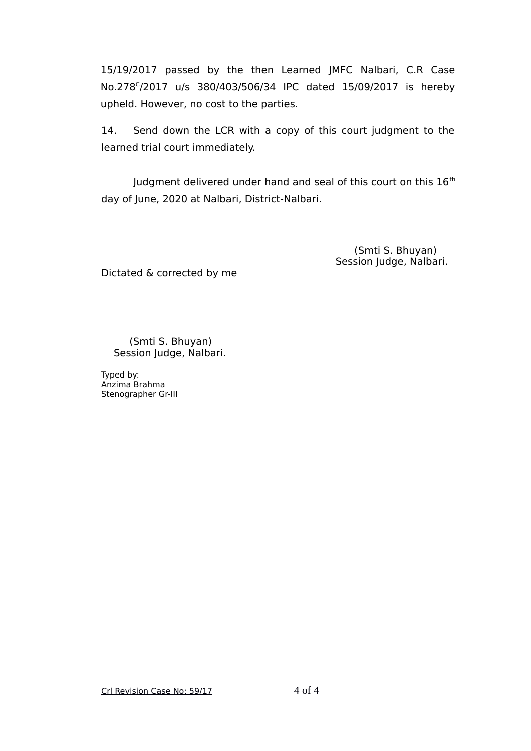15/19/2017 passed by the then Learned JMFC Nalbari, C.R Case No.278[C]/2017 u/s 380/403/506/34 IPC dated 15/09/2017 is hereby upheld. However, no cost to the parties.

14. Send down the LCR with a copy of this court judgment to the learned trial court immediately.

Judgment delivered under hand and seal of this court on this 16th day of June, 2020 at Nalbari, District-Nalbari.

(Smti S. Bhuyan)
Session Judge, Nalbari.

Dictated & corrected by me

(Smti S. Bhuyan)
Session Judge, Nalbari.

Typed by:
Anzima Brahma
Stenographer Gr-III